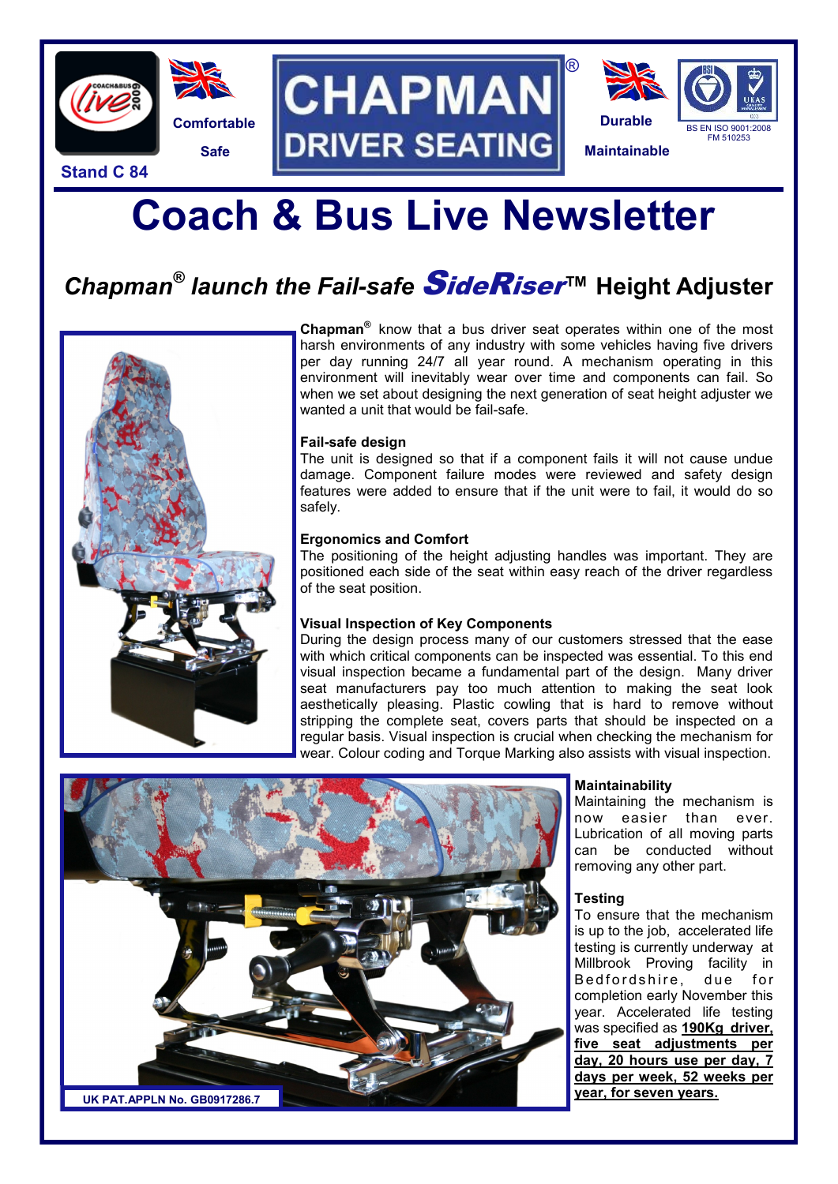Stand C 84

Comfortable

Safe

CHAPMAN®
DRIVER SEATING

Durable

Maintainable

BS EN ISO 9001:2008
FM 510253

# Coach & Bus Live Newsletter

## *Chapman® launch the Fail-safe SideRiser™* Height Adjuster

**Chapman®** know that a bus driver seat operates within one of the most harsh environments of any industry with some vehicles having five drivers per day running 24/7 all year round. A mechanism operating in this environment will inevitably wear over time and components can fail. So when we set about designing the next generation of seat height adjuster we wanted a unit that would be fail-safe.

**Fail-safe design**
The unit is designed so that if a component fails it will not cause undue damage. Component failure modes were reviewed and safety design features were added to ensure that if the unit were to fail, it would do so safely.

**Ergonomics and Comfort**
The positioning of the height adjusting handles was important. They are positioned each side of the seat within easy reach of the driver regardless of the seat position.

**Visual Inspection of Key Components**
During the design process many of our customers stressed that the ease with which critical components can be inspected was essential. To this end visual inspection became a fundamental part of the design. Many driver seat manufacturers pay too much attention to making the seat look aesthetically pleasing. Plastic cowling that is hard to remove without stripping the complete seat, covers parts that should be inspected on a regular basis. Visual inspection is crucial when checking the mechanism for wear. Colour coding and Torque Marking also assists with visual inspection.

UK PAT.APPLN No. GB0917286.7

**Maintainability**
Maintaining the mechanism is now easier than ever. Lubrication of all moving parts can be conducted without removing any other part.

**Testing**
To ensure that the mechanism is up to the job, accelerated life testing is currently underway at Millbrook Proving facility in Bedfordshire, due for completion early November this year. Accelerated life testing was specified as **190Kg driver, five seat adjustments per day, 20 hours use per day, 7 days per week, 52 weeks per year, for seven years.**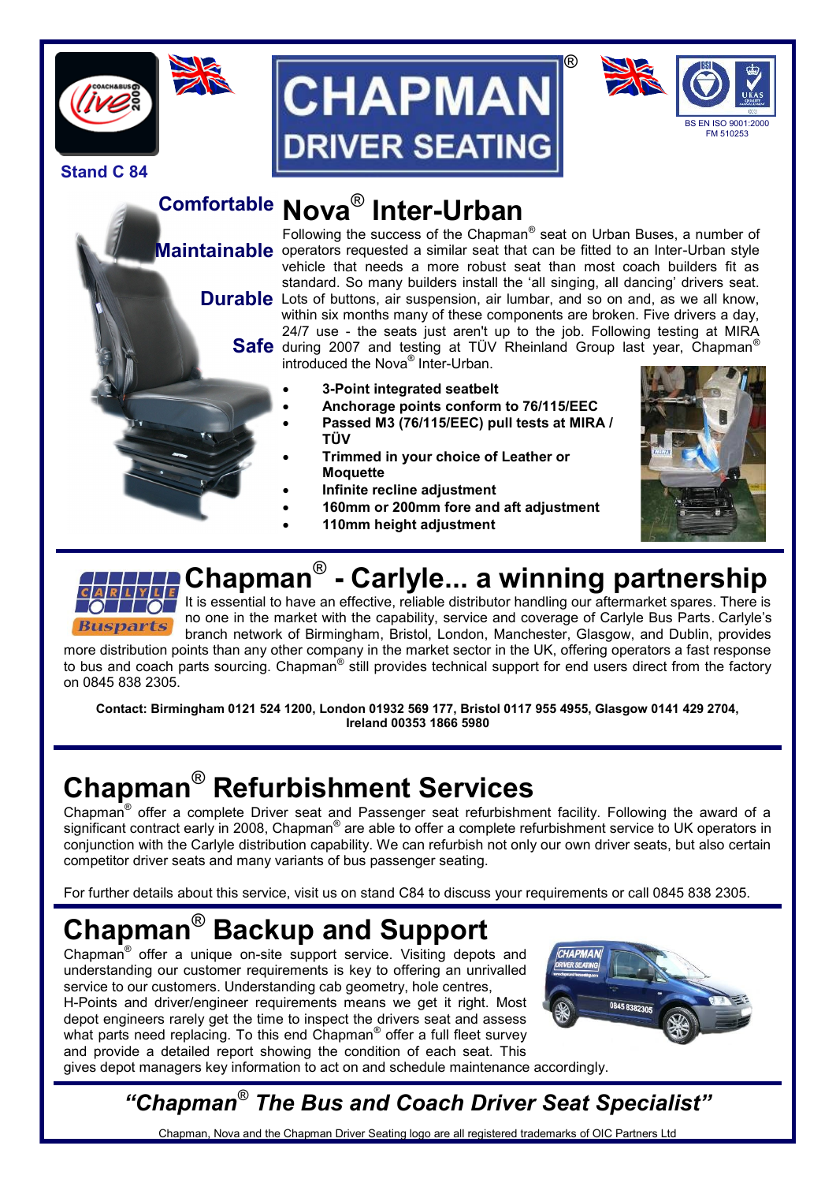Stand C 84

# CHAPMAN® DRIVER SEATING

BS EN ISO 9001:2000
FM 510253

## Nova® Inter-Urban

**Comfortable**
**Maintainable**
**Durable**
**Safe**

Following the success of the Chapman® seat on Urban Buses, a number of operators requested a similar seat that can be fitted to an Inter-Urban style vehicle that needs a more robust seat than most coach builders fit as standard. So many builders install the 'all singing, all dancing' drivers seat. Lots of buttons, air suspension, air lumbar, and so on and, as we all know, within six months many of these components are broken. Five drivers a day, 24/7 use - the seats just aren't up to the job. Following testing at MIRA during 2007 and testing at TÜV Rheinland Group last year, Chapman® introduced the Nova® Inter-Urban.

- **3-Point integrated seatbelt**
- **Anchorage points conform to 76/115/EEC**
- **Passed M3 (76/115/EEC) pull tests at MIRA / TÜV**
- **Trimmed in your choice of Leather or Moquette**
- **Infinite recline adjustment**
- **160mm or 200mm fore and aft adjustment**
- **110mm height adjustment**

## Chapman® - Carlyle... a winning partnership

It is essential to have an effective, reliable distributor handling our aftermarket spares. There is no one in the market with the capability, service and coverage of Carlyle Bus Parts. Carlyle's branch network of Birmingham, Bristol, London, Manchester, Glasgow, and Dublin, provides more distribution points than any other company in the market sector in the UK, offering operators a fast response to bus and coach parts sourcing. Chapman® still provides technical support for end users direct from the factory on 0845 838 2305.

**Contact: Birmingham 0121 524 1200, London 01932 569 177, Bristol 0117 955 4955, Glasgow 0141 429 2704, Ireland 00353 1866 5980**

## Chapman® Refurbishment Services

Chapman® offer a complete Driver seat and Passenger seat refurbishment facility. Following the award of a significant contract early in 2008, Chapman® are able to offer a complete refurbishment service to UK operators in conjunction with the Carlyle distribution capability. We can refurbish not only our own driver seats, but also certain competitor driver seats and many variants of bus passenger seating.

For further details about this service, visit us on stand C84 to discuss your requirements or call 0845 838 2305.

## Chapman® Backup and Support

Chapman® offer a unique on-site support service. Visiting depots and understanding our customer requirements is key to offering an unrivalled service to our customers. Understanding cab geometry, hole centres, H-Points and driver/engineer requirements means we get it right. Most depot engineers rarely get the time to inspect the drivers seat and assess what parts need replacing. To this end Chapman® offer a full fleet survey and provide a detailed report showing the condition of each seat. This gives depot managers key information to act on and schedule maintenance accordingly.

### *"Chapman® The Bus and Coach Driver Seat Specialist"*

Chapman, Nova and the Chapman Driver Seating logo are all registered trademarks of OIC Partners Ltd